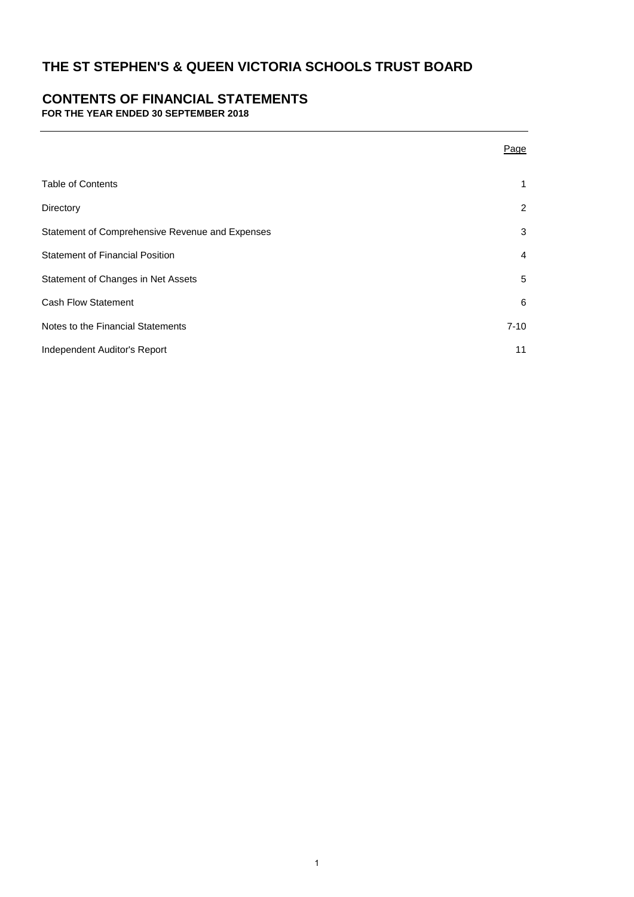# THE ST STEPHEN'S & QUEEN VICTORIA SCHOOLS TRUST BOARD

## CONTENTS OF FINANCIAL STATEMENTS

**FOR THE YEAR ENDED 30 SEPTEMBER 2018**

| | Page |
|---|---|
| Table of Contents | 1 |
| Directory | 2 |
| Statement of Comprehensive Revenue and Expenses | 3 |
| Statement of Financial Position | 4 |
| Statement of Changes in Net Assets | 5 |
| Cash Flow Statement | 6 |
| Notes to the Financial Statements | 7-10 |
| Independent Auditor's Report | 11 |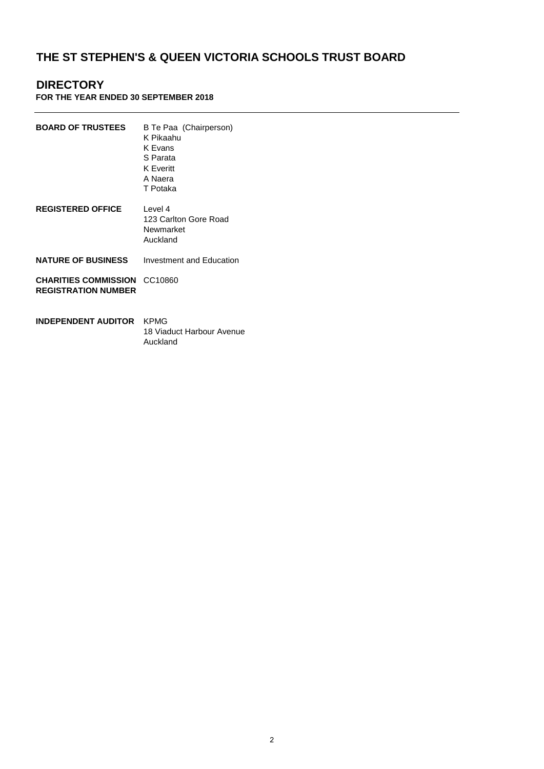# THE ST STEPHEN'S & QUEEN VICTORIA SCHOOLS TRUST BOARD

## DIRECTORY

**FOR THE YEAR ENDED 30 SEPTEMBER 2018**

| | |
|---|---|
| **BOARD OF TRUSTEES** | B Te Paa (Chairperson)<br>K Pikaahu<br>K Evans<br>S Parata<br>K Everitt<br>A Naera<br>T Potaka |
| **REGISTERED OFFICE** | Level 4<br>123 Carlton Gore Road<br>Newmarket<br>Auckland |
| **NATURE OF BUSINESS** | Investment and Education |
| **CHARITIES COMMISSION REGISTRATION NUMBER** | CC10860 |
| **INDEPENDENT AUDITOR** | KPMG<br>18 Viaduct Harbour Avenue<br>Auckland |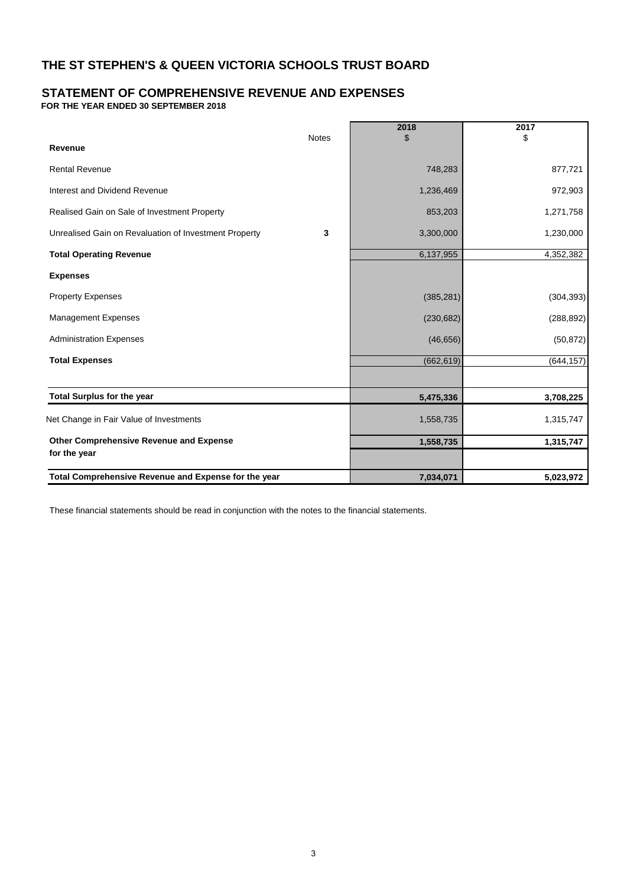# THE ST STEPHEN'S & QUEEN VICTORIA SCHOOLS TRUST BOARD

## STATEMENT OF COMPREHENSIVE REVENUE AND EXPENSES

**FOR THE YEAR ENDED 30 SEPTEMBER 2018**

| | Notes | 2018<br>$ | 2017<br>$ |
|---|---|---|---|
| **Revenue** | | | |
| Rental Revenue | | 748,283 | 877,721 |
| Interest and Dividend Revenue | | 1,236,469 | 972,903 |
| Realised Gain on Sale of Investment Property | | 853,203 | 1,271,758 |
| Unrealised Gain on Revaluation of Investment Property | **3** | 3,300,000 | 1,230,000 |
| **Total Operating Revenue** | | 6,137,955 | 4,352,382 |
| **Expenses** | | | |
| Property Expenses | | (385,281) | (304,393) |
| Management Expenses | | (230,682) | (288,892) |
| Administration Expenses | | (46,656) | (50,872) |
| **Total Expenses** | | (662,619) | (644,157) |
| | | | |
| **Total Surplus for the year** | | **5,475,336** | **3,708,225** |
| Net Change in Fair Value of Investments | | 1,558,735 | 1,315,747 |
| **Other Comprehensive Revenue and Expense for the year** | | **1,558,735** | **1,315,747** |
| **Total Comprehensive Revenue and Expense for the year** | | **7,034,071** | **5,023,972** |

These financial statements should be read in conjunction with the notes to the financial statements.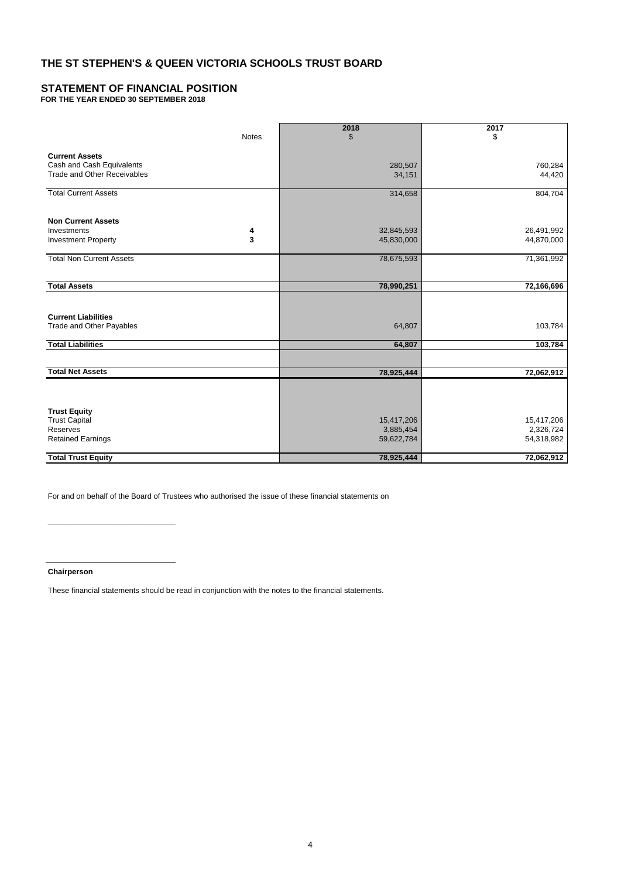# THE ST STEPHEN'S & QUEEN VICTORIA SCHOOLS TRUST BOARD

## STATEMENT OF FINANCIAL POSITION

**FOR THE YEAR ENDED 30 SEPTEMBER 2018**

| | Notes | 2018<br>$ | 2017<br>$ |
|---|---|---|---|
| **Current Assets** | | | |
| Cash and Cash Equivalents | | 280,507 | 760,284 |
| Trade and Other Receivables | | 34,151 | 44,420 |
| Total Current Assets | | 314,658 | 804,704 |
| **Non Current Assets** | | | |
| Investments | **4** | 32,845,593 | 26,491,992 |
| Investment Property | **3** | 45,830,000 | 44,870,000 |
| Total Non Current Assets | | 78,675,593 | 71,361,992 |
| **Total Assets** | | **78,990,251** | **72,166,696** |
| **Current Liabilities** | | | |
| Trade and Other Payables | | 64,807 | 103,784 |
| **Total Liabilities** | | **64,807** | **103,784** |
| **Total Net Assets** | | **78,925,444** | **72,062,912** |
| **Trust Equity** | | | |
| Trust Capital | | 15,417,206 | 15,417,206 |
| Reserves | | 3,885,454 | 2,326,724 |
| Retained Earnings | | 59,622,784 | 54,318,982 |
| **Total Trust Equity** | | **78,925,444** | **72,062,912** |

For and on behalf of the Board of Trustees who authorised the issue of these financial statements on

**Chairperson**

These financial statements should be read in conjunction with the notes to the financial statements.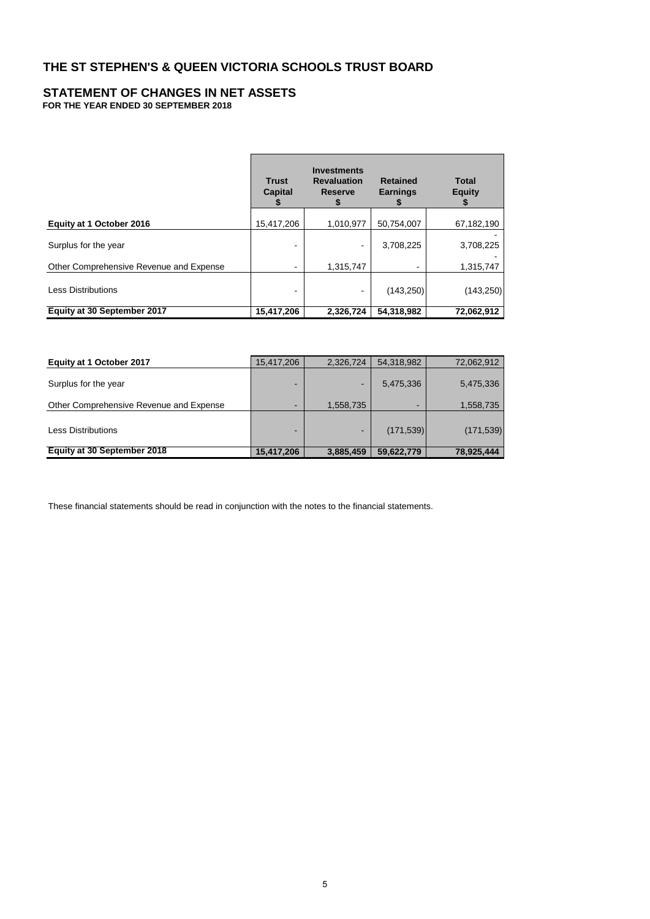# THE ST STEPHEN'S & QUEEN VICTORIA SCHOOLS TRUST BOARD

## STATEMENT OF CHANGES IN NET ASSETS

**FOR THE YEAR ENDED 30 SEPTEMBER 2018**

| | Trust Capital $ | Investments Revaluation Reserve $ | Retained Earnings $ | Total Equity $ |
|---|---|---|---|---|
| **Equity at 1 October 2016** | 15,417,206 | 1,010,977 | 50,754,007 | 67,182,190 |
| Surplus for the year | - | - | 3,708,225 | 3,708,225 |
| Other Comprehensive Revenue and Expense | - | 1,315,747 | - | 1,315,747 |
| Less Distributions | - | - | (143,250) | (143,250) |
| **Equity at 30 September 2017** | **15,417,206** | **2,326,724** | **54,318,982** | **72,062,912** |
| | | | | |
| **Equity at 1 October 2017** | 15,417,206 | 2,326,724 | 54,318,982 | 72,062,912 |
| Surplus for the year | - | - | 5,475,336 | 5,475,336 |
| Other Comprehensive Revenue and Expense | - | 1,558,735 | - | 1,558,735 |
| Less Distributions | - | - | (171,539) | (171,539) |
| **Equity at 30 September 2018** | **15,417,206** | **3,885,459** | **59,622,779** | **78,925,444** |

These financial statements should be read in conjunction with the notes to the financial statements.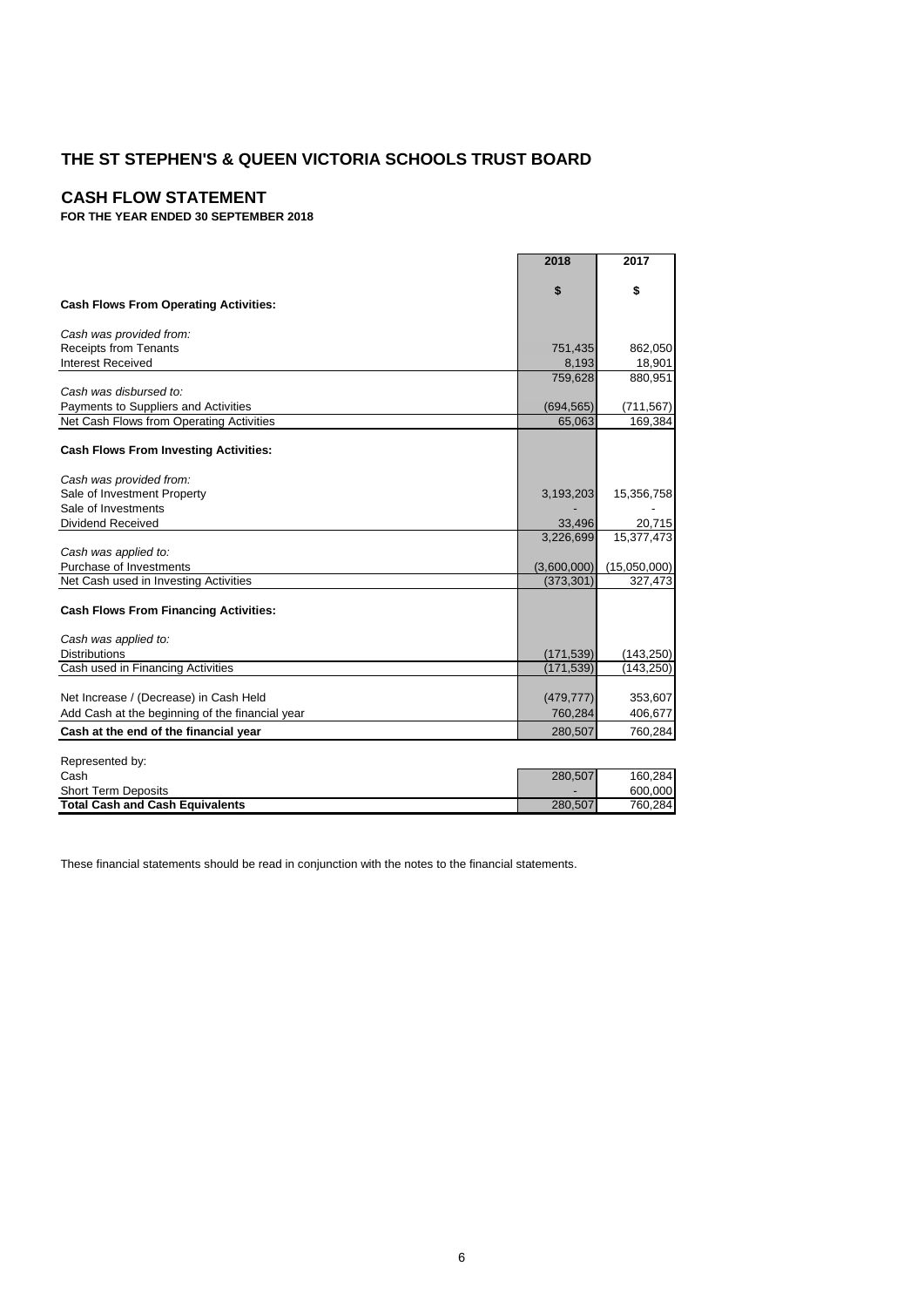# THE ST STEPHEN'S & QUEEN VICTORIA SCHOOLS TRUST BOARD

## CASH FLOW STATEMENT

**FOR THE YEAR ENDED 30 SEPTEMBER 2018**

| | 2018 | 2017 |
|---|---|---|
| | **$** | **$** |
| **Cash Flows From Operating Activities:** | | |
| *Cash was provided from:* | | |
| Receipts from Tenants | 751,435 | 862,050 |
| Interest Received | 8,193 | 18,901 |
| | 759,628 | 880,951 |
| *Cash was disbursed to:* | | |
| Payments to Suppliers and Activities | (694,565) | (711,567) |
| Net Cash Flows from Operating Activities | 65,063 | 169,384 |
| **Cash Flows From Investing Activities:** | | |
| *Cash was provided from:* | | |
| Sale of Investment Property | 3,193,203 | 15,356,758 |
| Sale of Investments | - | - |
| Dividend Received | 33,496 | 20,715 |
| | 3,226,699 | 15,377,473 |
| *Cash was applied to:* | | |
| Purchase of Investments | (3,600,000) | (15,050,000) |
| Net Cash used in Investing Activities | (373,301) | 327,473 |
| **Cash Flows From Financing Activities:** | | |
| *Cash was applied to:* | | |
| Distributions | (171,539) | (143,250) |
| Cash used in Financing Activities | (171,539) | (143,250) |
| Net Increase / (Decrease) in Cash Held | (479,777) | 353,607 |
| Add Cash at the beginning of the financial year | 760,284 | 406,677 |
| **Cash at the end of the financial year** | 280,507 | 760,284 |
| Represented by: | | |
| Cash | 280,507 | 160,284 |
| Short Term Deposits | - | 600,000 |
| **Total Cash and Cash Equivalents** | 280,507 | 760,284 |

These financial statements should be read in conjunction with the notes to the financial statements.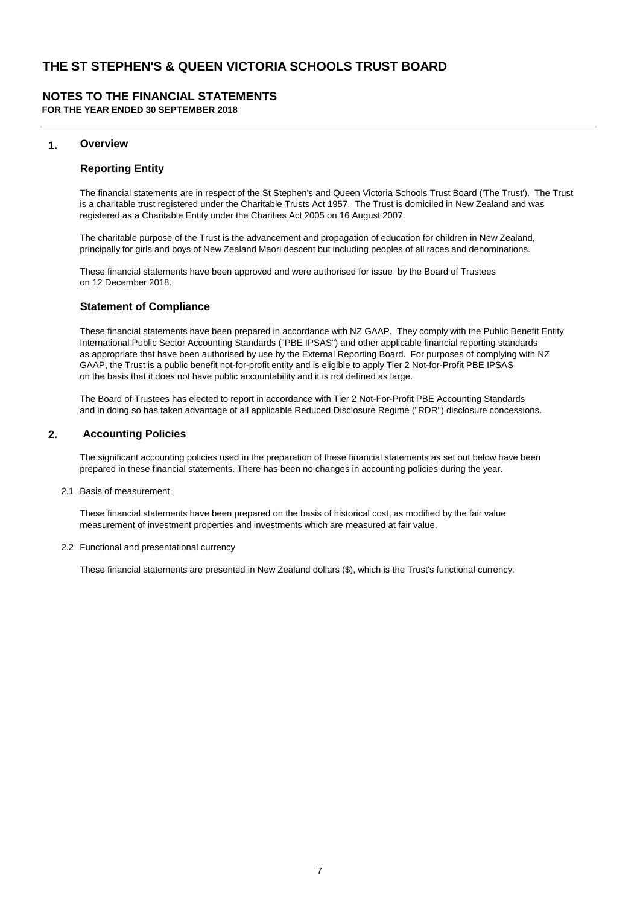# THE ST STEPHEN'S & QUEEN VICTORIA SCHOOLS TRUST BOARD

## NOTES TO THE FINANCIAL STATEMENTS

**FOR THE YEAR ENDED 30 SEPTEMBER 2018**

### 1. Overview

#### Reporting Entity

The financial statements are in respect of the St Stephen's and Queen Victoria Schools Trust Board ('The Trust'). The Trust is a charitable trust registered under the Charitable Trusts Act 1957. The Trust is domiciled in New Zealand and was registered as a Charitable Entity under the Charities Act 2005 on 16 August 2007.

The charitable purpose of the Trust is the advancement and propagation of education for children in New Zealand, principally for girls and boys of New Zealand Maori descent but including peoples of all races and denominations.

These financial statements have been approved and were authorised for issue by the Board of Trustees on 12 December 2018.

#### Statement of Compliance

These financial statements have been prepared in accordance with NZ GAAP. They comply with the Public Benefit Entity International Public Sector Accounting Standards ("PBE IPSAS") and other applicable financial reporting standards as appropriate that have been authorised by use by the External Reporting Board. For purposes of complying with NZ GAAP, the Trust is a public benefit not-for-profit entity and is eligible to apply Tier 2 Not-for-Profit PBE IPSAS on the basis that it does not have public accountability and it is not defined as large.

The Board of Trustees has elected to report in accordance with Tier 2 Not-For-Profit PBE Accounting Standards and in doing so has taken advantage of all applicable Reduced Disclosure Regime ("RDR") disclosure concessions.

### 2. Accounting Policies

The significant accounting policies used in the preparation of these financial statements as set out below have been prepared in these financial statements. There has been no changes in accounting policies during the year.

2.1 Basis of measurement

These financial statements have been prepared on the basis of historical cost, as modified by the fair value measurement of investment properties and investments which are measured at fair value.

2.2 Functional and presentational currency

These financial statements are presented in New Zealand dollars ($), which is the Trust's functional currency.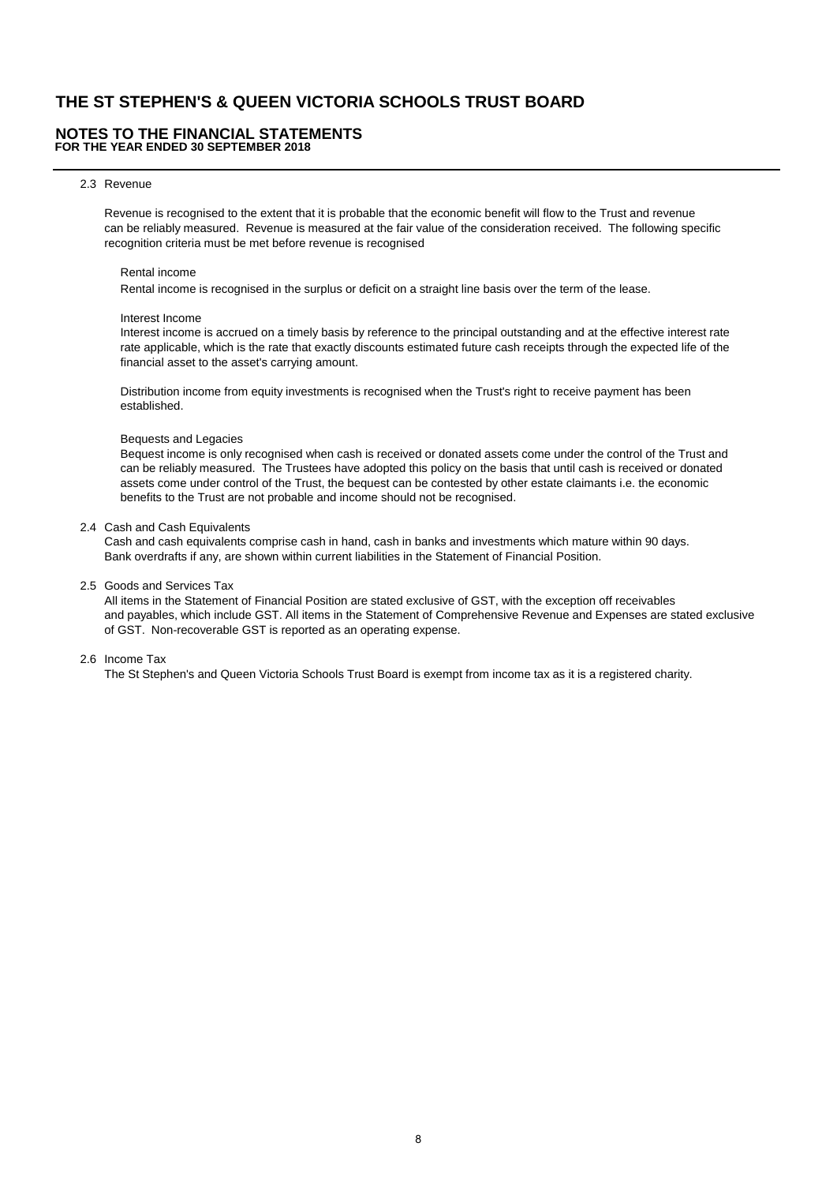# THE ST STEPHEN'S & QUEEN VICTORIA SCHOOLS TRUST BOARD

## NOTES TO THE FINANCIAL STATEMENTS
**FOR THE YEAR ENDED 30 SEPTEMBER 2018**

### 2.3 Revenue

Revenue is recognised to the extent that it is probable that the economic benefit will flow to the Trust and revenue can be reliably measured. Revenue is measured at the fair value of the consideration received. The following specific recognition criteria must be met before revenue is recognised

Rental income

Rental income is recognised in the surplus or deficit on a straight line basis over the term of the lease.

Interest Income

Interest income is accrued on a timely basis by reference to the principal outstanding and at the effective interest rate rate applicable, which is the rate that exactly discounts estimated future cash receipts through the expected life of the financial asset to the asset's carrying amount.

Distribution income from equity investments is recognised when the Trust's right to receive payment has been established.

Bequests and Legacies

Bequest income is only recognised when cash is received or donated assets come under the control of the Trust and can be reliably measured. The Trustees have adopted this policy on the basis that until cash is received or donated assets come under control of the Trust, the bequest can be contested by other estate claimants i.e. the economic benefits to the Trust are not probable and income should not be recognised.

### 2.4 Cash and Cash Equivalents

Cash and cash equivalents comprise cash in hand, cash in banks and investments which mature within 90 days. Bank overdrafts if any, are shown within current liabilities in the Statement of Financial Position.

### 2.5 Goods and Services Tax

All items in the Statement of Financial Position are stated exclusive of GST, with the exception off receivables and payables, which include GST. All items in the Statement of Comprehensive Revenue and Expenses are stated exclusive of GST. Non-recoverable GST is reported as an operating expense.

### 2.6 Income Tax

The St Stephen's and Queen Victoria Schools Trust Board is exempt from income tax as it is a registered charity.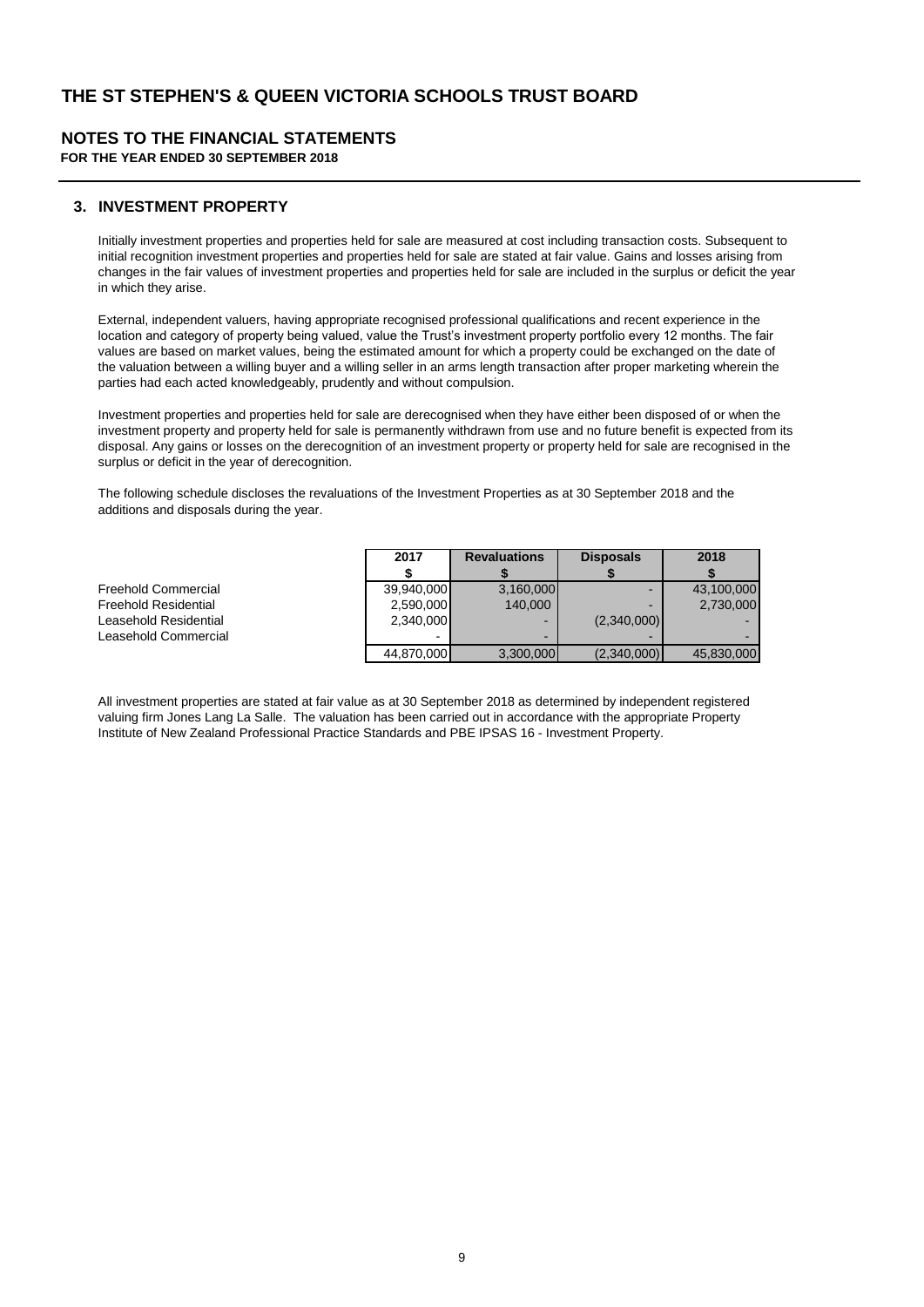# THE ST STEPHEN'S & QUEEN VICTORIA SCHOOLS TRUST BOARD

## NOTES TO THE FINANCIAL STATEMENTS

**FOR THE YEAR ENDED 30 SEPTEMBER 2018**

### 3. INVESTMENT PROPERTY

Initially investment properties and properties held for sale are measured at cost including transaction costs. Subsequent to initial recognition investment properties and properties held for sale are stated at fair value. Gains and losses arising from changes in the fair values of investment properties and properties held for sale are included in the surplus or deficit the year in which they arise.

External, independent valuers, having appropriate recognised professional qualifications and recent experience in the location and category of property being valued, value the Trust's investment property portfolio every 12 months. The fair values are based on market values, being the estimated amount for which a property could be exchanged on the date of the valuation between a willing buyer and a willing seller in an arms length transaction after proper marketing wherein the parties had each acted knowledgeably, prudently and without compulsion.

Investment properties and properties held for sale are derecognised when they have either been disposed of or when the investment property and property held for sale is permanently withdrawn from use and no future benefit is expected from its disposal. Any gains or losses on the derecognition of an investment property or property held for sale are recognised in the surplus or deficit in the year of derecognition.

The following schedule discloses the revaluations of the Investment Properties as at 30 September 2018 and the additions and disposals during the year.

| | 2017<br>$ | Revaluations<br>$ | Disposals<br>$ | 2018<br>$ |
|---|---|---|---|---|
| Freehold Commercial | 39,940,000 | 3,160,000 | - | 43,100,000 |
| Freehold Residential | 2,590,000 | 140,000 | - | 2,730,000 |
| Leasehold Residential | 2,340,000 | - | (2,340,000) | - |
| Leasehold Commercial | - | - | - | - |
| | 44,870,000 | 3,300,000 | (2,340,000) | 45,830,000 |

All investment properties are stated at fair value as at 30 September 2018 as determined by independent registered valuing firm Jones Lang La Salle. The valuation has been carried out in accordance with the appropriate Property Institute of New Zealand Professional Practice Standards and PBE IPSAS 16 - Investment Property.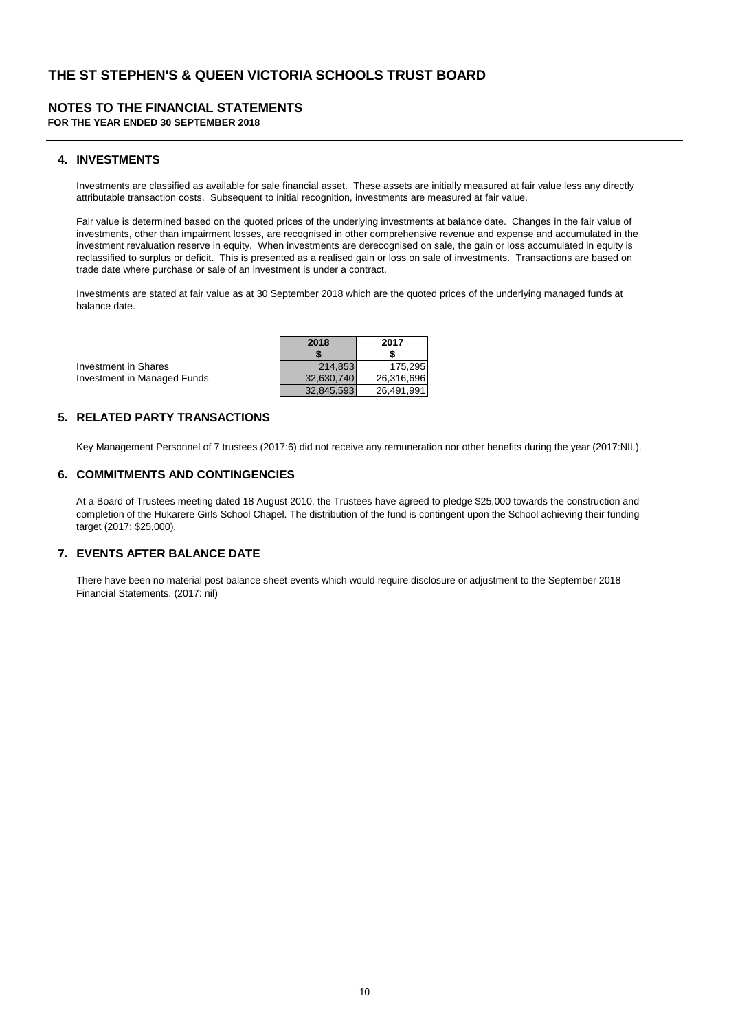# THE ST STEPHEN'S & QUEEN VICTORIA SCHOOLS TRUST BOARD

## NOTES TO THE FINANCIAL STATEMENTS
**FOR THE YEAR ENDED 30 SEPTEMBER 2018**

### 4. INVESTMENTS

Investments are classified as available for sale financial asset. These assets are initially measured at fair value less any directly attributable transaction costs. Subsequent to initial recognition, investments are measured at fair value.

Fair value is determined based on the quoted prices of the underlying investments at balance date. Changes in the fair value of investments, other than impairment losses, are recognised in other comprehensive revenue and expense and accumulated in the investment revaluation reserve in equity. When investments are derecognised on sale, the gain or loss accumulated in equity is reclassified to surplus or deficit. This is presented as a realised gain or loss on sale of investments. Transactions are based on trade date where purchase or sale of an investment is under a contract.

Investments are stated at fair value as at 30 September 2018 which are the quoted prices of the underlying managed funds at balance date.

| | 2018<br>$ | 2017<br>$ |
|---|---|---|
| Investment in Shares | 214,853 | 175,295 |
| Investment in Managed Funds | 32,630,740 | 26,316,696 |
| | 32,845,593 | 26,491,991 |

### 5. RELATED PARTY TRANSACTIONS

Key Management Personnel of 7 trustees (2017:6) did not receive any remuneration nor other benefits during the year (2017:NIL).

### 6. COMMITMENTS AND CONTINGENCIES

At a Board of Trustees meeting dated 18 August 2010, the Trustees have agreed to pledge $25,000 towards the construction and completion of the Hukarere Girls School Chapel. The distribution of the fund is contingent upon the School achieving their funding target (2017: $25,000).

### 7. EVENTS AFTER BALANCE DATE

There have been no material post balance sheet events which would require disclosure or adjustment to the September 2018 Financial Statements. (2017: nil)